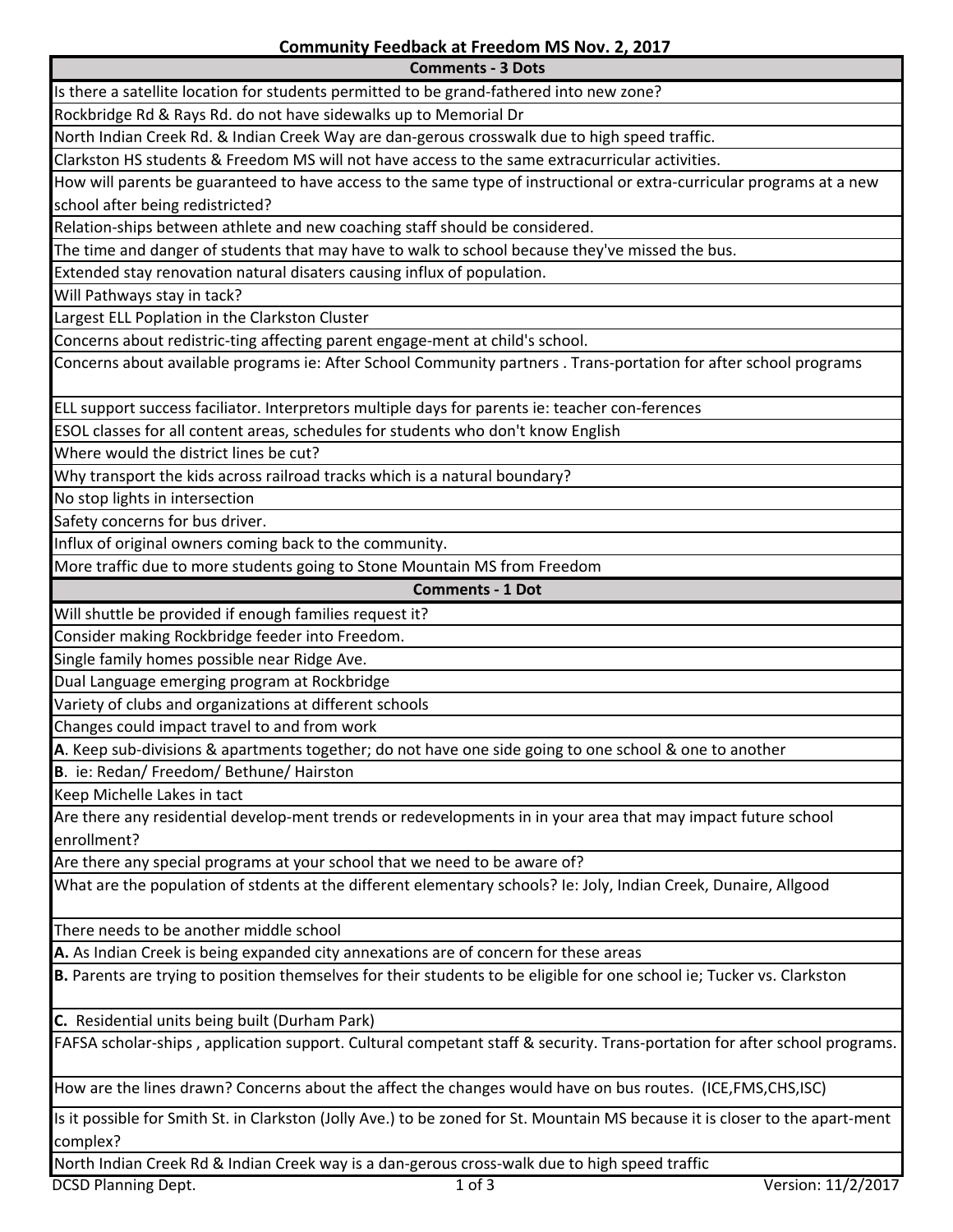# Community Feedback at Freedom MS Nov. 2, 2017

| Comments - 3 Dots |
|---|
| Is there a satellite location for students permitted to be grand-fathered into new zone? |
| Rockbridge Rd & Rays Rd. do not have sidewalks up to Memorial Dr |
| North Indian Creek Rd. & Indian Creek Way are dan-gerous crosswalk due to high speed traffic. |
| Clarkston HS students & Freedom MS will not have access to the same extracurricular activities. |
| How will parents be guaranteed to have access to the same type of instructional or extra-curricular programs at a new school after being redistricted? |
| Relation-ships between athlete and new coaching staff should be considered. |
| The time and danger of students that may have to walk to school because they've missed the bus. |
| Extended stay renovation natural disaters causing influx of population. |
| Will Pathways stay in tack? |
| Largest ELL Poplation in the Clarkston Cluster |
| Concerns about redistric-ting affecting parent engage-ment at child's school. |
| Concerns about available programs ie: After School Community partners . Trans-portation for after school programs |
| ELL support success faciliator. Interpretors multiple days for parents ie: teacher con-ferences |
| ESOL classes for all content areas, schedules for students who don't know English |
| Where would the district lines be cut? |
| Why transport the kids across railroad tracks which is a natural boundary? |
| No stop lights in intersection |
| Safety concerns for bus driver. |
| Influx of original owners coming back to the community. |
| More traffic due to more students going to Stone Mountain MS from Freedom |
| **Comments - 1 Dot** |
| Will shuttle be provided if enough families request it? |
| Consider making Rockbridge feeder into Freedom. |
| Single family homes possible near Ridge Ave. |
| Dual Language emerging program at Rockbridge |
| Variety of clubs and organizations at different schools |
| Changes could impact travel to and from work |
| **A**. Keep sub-divisions & apartments together; do not have one side going to one school & one to another |
| **B**. ie: Redan/ Freedom/ Bethune/ Hairston |
| Keep Michelle Lakes in tact |
| Are there any residential develop-ment trends or redevelopments in in your area that may impact future school enrollment? |
| Are there any special programs at your school that we need to be aware of? |
| What are the population of stdents at the different elementary schools? Ie: Joly, Indian Creek, Dunaire, Allgood |
| There needs to be another middle school |
| **A.** As Indian Creek is being expanded city annexations are of concern for these areas |
| **B.** Parents are trying to position themselves for their students to be eligible for one school ie; Tucker vs. Clarkston |
| **C.** Residential units being built (Durham Park) |
| FAFSA scholar-ships , application support. Cultural competant staff & security. Trans-portation for after school programs. |
| How are the lines drawn? Concerns about the affect the changes would have on bus routes. (ICE,FMS,CHS,ISC) |
| Is it possible for Smith St. in Clarkston (Jolly Ave.) to be zoned for St. Mountain MS because it is closer to the apart-ment complex? |
| North Indian Creek Rd & Indian Creek way is a dan-gerous cross-walk due to high speed traffic |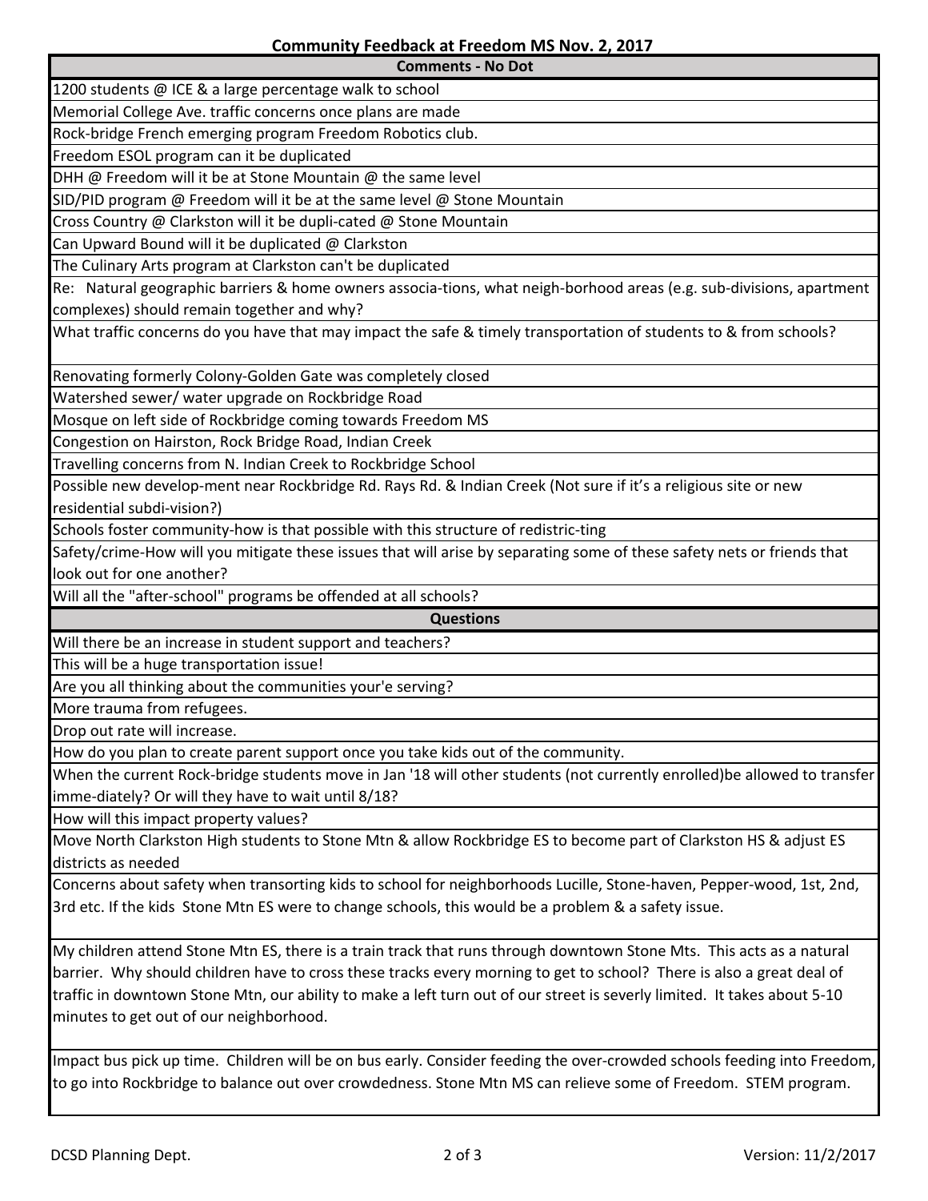**Community Feedback at Freedom MS Nov. 2, 2017**

| Comments - No Dot |
|---|
| 1200 students @ ICE & a large percentage walk to school |
| Memorial College Ave. traffic concerns once plans are made |
| Rock-bridge French emerging program Freedom Robotics club. |
| Freedom ESOL program can it be duplicated |
| DHH @ Freedom will it be at Stone Mountain @ the same level |
| SID/PID program @ Freedom will it be at the same level @ Stone Mountain |
| Cross Country @ Clarkston will it be dupli-cated @ Stone Mountain |
| Can Upward Bound will it be duplicated @ Clarkston |
| The Culinary Arts program at Clarkston can't be duplicated |
| Re: Natural geographic barriers & home owners associa-tions, what neigh-borhood areas (e.g. sub-divisions, apartment complexes) should remain together and why? |
| What traffic concerns do you have that may impact the safe & timely transportation of students to & from schools? |
| Renovating formerly Colony-Golden Gate was completely closed |
| Watershed sewer/ water upgrade on Rockbridge Road |
| Mosque on left side of Rockbridge coming towards Freedom MS |
| Congestion on Hairston, Rock Bridge Road, Indian Creek |
| Travelling concerns from N. Indian Creek to Rockbridge School |
| Possible new develop-ment near Rockbridge Rd. Rays Rd. & Indian Creek (Not sure if it's a religious site or new residential subdi-vision?) |
| Schools foster community-how is that possible with this structure of redistric-ting |
| Safety/crime-How will you mitigate these issues that will arise by separating some of these safety nets or friends that look out for one another? |
| Will all the "after-school" programs be offended at all schools? |
| **Questions** |
| Will there be an increase in student support and teachers? |
| This will be a huge transportation issue! |
| Are you all thinking about the communities your'e serving? |
| More trauma from refugees. |
| Drop out rate will increase. |
| How do you plan to create parent support once you take kids out of the community. |
| When the current Rock-bridge students move in Jan '18 will other students (not currently enrolled)be allowed to transfer imme-diately? Or will they have to wait until 8/18? |
| How will this impact property values? |
| Move North Clarkston High students to Stone Mtn & allow Rockbridge ES to become part of Clarkston HS & adjust ES districts as needed |
| Concerns about safety when transorting kids to school for neighborhoods Lucille, Stone-haven, Pepper-wood, 1st, 2nd, 3rd etc. If the kids Stone Mtn ES were to change schools, this would be a problem & a safety issue. |
| My children attend Stone Mtn ES, there is a train track that runs through downtown Stone Mts. This acts as a natural barrier. Why should children have to cross these tracks every morning to get to school? There is also a great deal of traffic in downtown Stone Mtn, our ability to make a left turn out of our street is severly limited. It takes about 5-10 minutes to get out of our neighborhood. |
| Impact bus pick up time. Children will be on bus early. Consider feeding the over-crowded schools feeding into Freedom, to go into Rockbridge to balance out over crowdedness. Stone Mtn MS can relieve some of Freedom. STEM program. |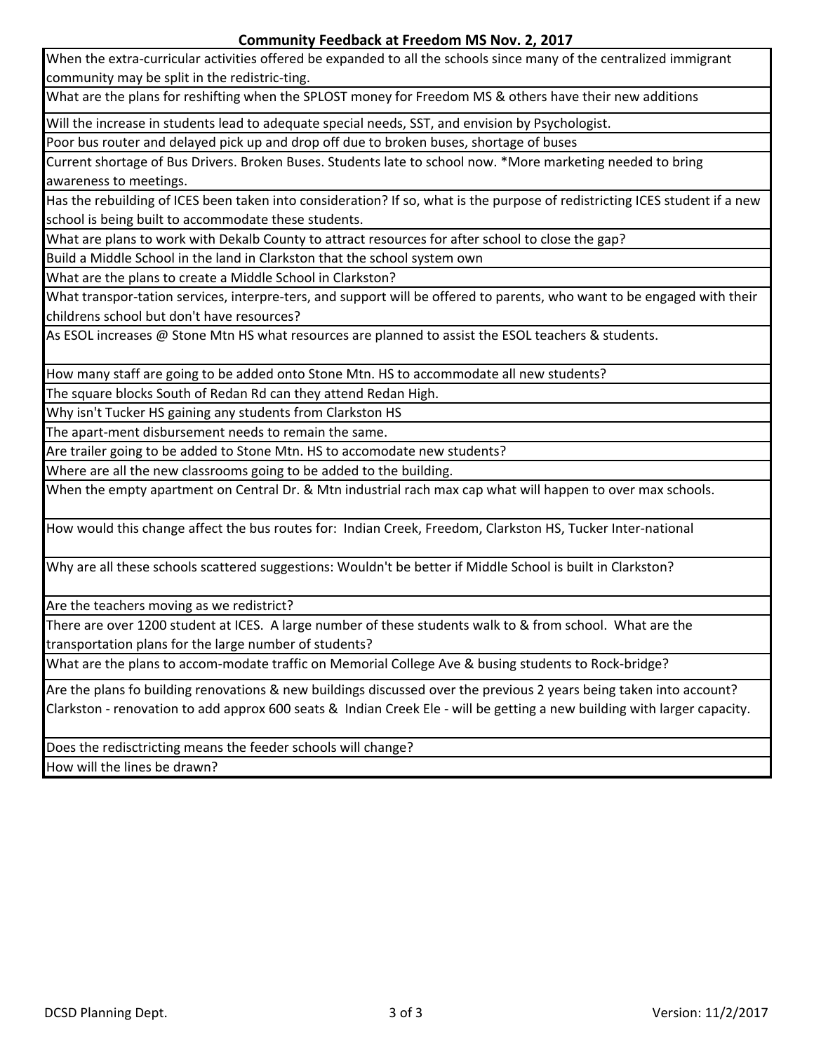**Community Feedback at Freedom MS Nov. 2, 2017**

| |
|---|
| When the extra-curricular activities offered be expanded to all the schools since many of the centralized immigrant community may be split in the redistric-ting. |
| What are the plans for reshifting when the SPLOST money for Freedom MS & others have their new additions |
| Will the increase in students lead to adequate special needs, SST, and envision by Psychologist. |
| Poor bus router and delayed pick up and drop off due to broken buses, shortage of buses |
| Current shortage of Bus Drivers. Broken Buses. Students late to school now. *More marketing needed to bring awareness to meetings. |
| Has the rebuilding of ICES been taken into consideration? If so, what is the purpose of redistricting ICES student if a new school is being built to accommodate these students. |
| What are plans to work with Dekalb County to attract resources for after school to close the gap? |
| Build a Middle School in the land in Clarkston that the school system own |
| What are the plans to create a Middle School in Clarkston? |
| What transpor-tation services, interpre-ters, and support will be offered to parents, who want to be engaged with their childrens school but don't have resources? |
| As ESOL increases @ Stone Mtn HS what resources are planned to assist the ESOL teachers & students. |
| How many staff are going to be added onto Stone Mtn. HS to accommodate all new students? |
| The square blocks South of Redan Rd can they attend Redan High. |
| Why isn't Tucker HS gaining any students from Clarkston HS |
| The apart-ment disbursement needs to remain the same. |
| Are trailer going to be added to Stone Mtn. HS to accomodate new students? |
| Where are all the new classrooms going to be added to the building. |
| When the empty apartment on Central Dr. & Mtn industrial rach max cap what will happen to over max schools. |
| How would this change affect the bus routes for: Indian Creek, Freedom, Clarkston HS, Tucker Inter-national |
| Why are all these schools scattered suggestions: Wouldn't be better if Middle School is built in Clarkston? |
| Are the teachers moving as we redistrict? |
| There are over 1200 student at ICES. A large number of these students walk to & from school. What are the transportation plans for the large number of students? |
| What are the plans to accom-modate traffic on Memorial College Ave & busing students to Rock-bridge? |
| Are the plans fo building renovations & new buildings discussed over the previous 2 years being taken into account? Clarkston - renovation to add approx 600 seats & Indian Creek Ele - will be getting a new building with larger capacity. |
| Does the redisctricting means the feeder schools will change? |
| How will the lines be drawn? |